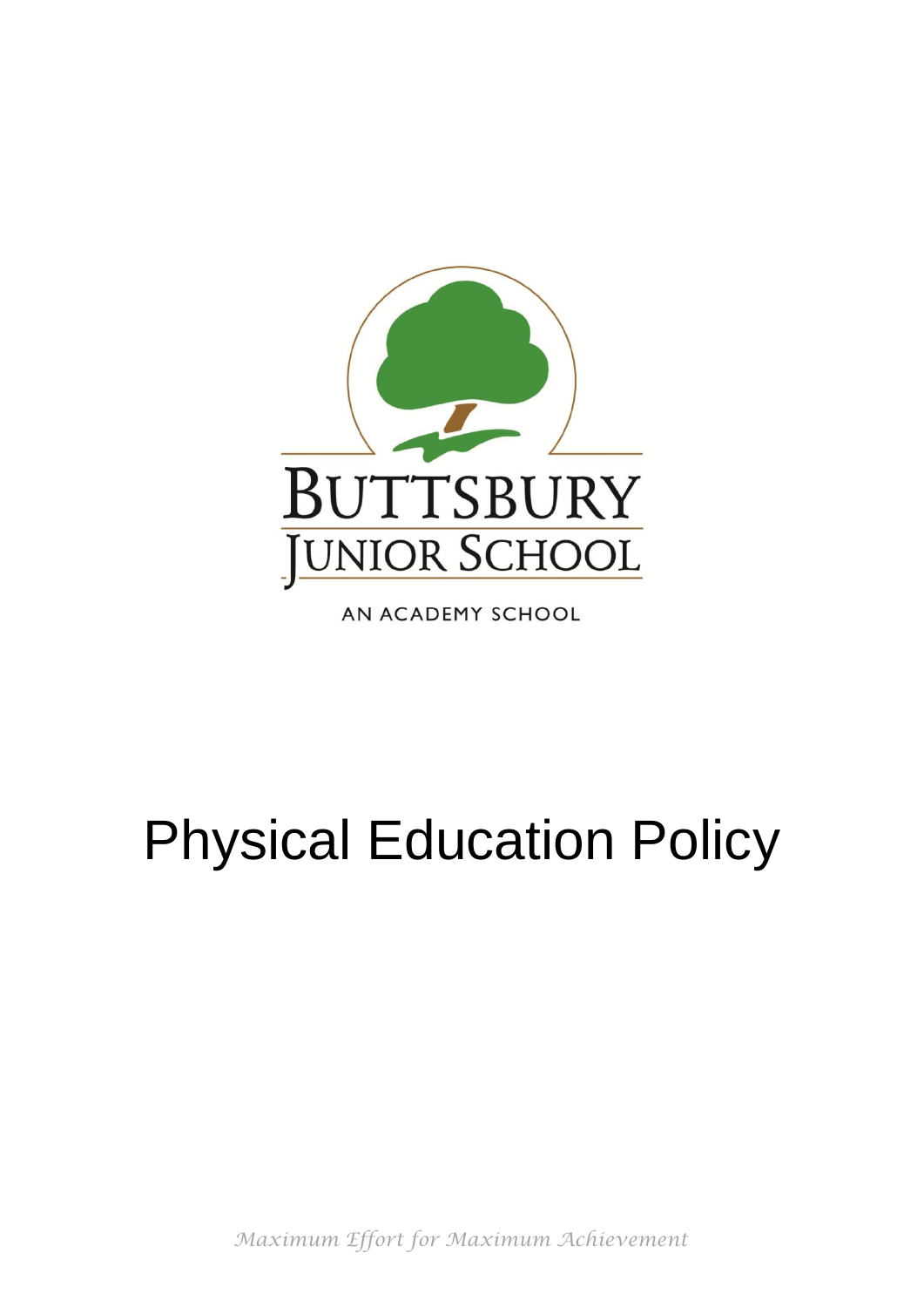BUTTSBURY

JUNIOR SCHOOL

AN ACADEMY SCHOOL

# Physical Education Policy

*Maximum Effort for Maximum Achievement*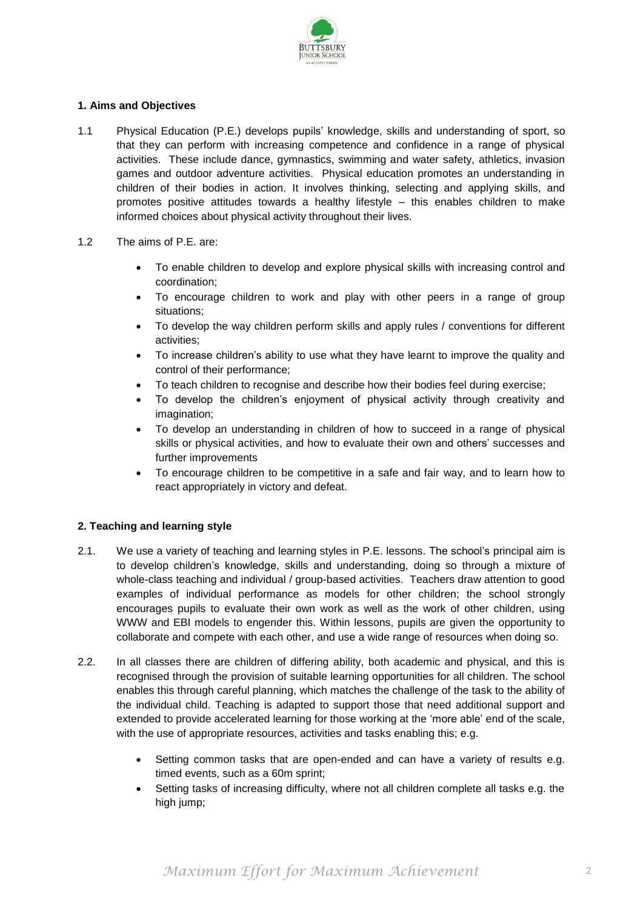## 1. Aims and Objectives

1.1 Physical Education (P.E.) develops pupils' knowledge, skills and understanding of sport, so that they can perform with increasing competence and confidence in a range of physical activities. These include dance, gymnastics, swimming and water safety, athletics, invasion games and outdoor adventure activities. Physical education promotes an understanding in children of their bodies in action. It involves thinking, selecting and applying skills, and promotes positive attitudes towards a healthy lifestyle – this enables children to make informed choices about physical activity throughout their lives.

1.2 The aims of P.E. are:

- To enable children to develop and explore physical skills with increasing control and coordination;
- To encourage children to work and play with other peers in a range of group situations;
- To develop the way children perform skills and apply rules / conventions for different activities;
- To increase children's ability to use what they have learnt to improve the quality and control of their performance;
- To teach children to recognise and describe how their bodies feel during exercise;
- To develop the children's enjoyment of physical activity through creativity and imagination;
- To develop an understanding in children of how to succeed in a range of physical skills or physical activities, and how to evaluate their own and others' successes and further improvements
- To encourage children to be competitive in a safe and fair way, and to learn how to react appropriately in victory and defeat.

## 2. Teaching and learning style

2.1. We use a variety of teaching and learning styles in P.E. lessons. The school's principal aim is to develop children's knowledge, skills and understanding, doing so through a mixture of whole-class teaching and individual / group-based activities. Teachers draw attention to good examples of individual performance as models for other children; the school strongly encourages pupils to evaluate their own work as well as the work of other children, using WWW and EBI models to engender this. Within lessons, pupils are given the opportunity to collaborate and compete with each other, and use a wide range of resources when doing so.

2.2. In all classes there are children of differing ability, both academic and physical, and this is recognised through the provision of suitable learning opportunities for all children. The school enables this through careful planning, which matches the challenge of the task to the ability of the individual child. Teaching is adapted to support those that need additional support and extended to provide accelerated learning for those working at the 'more able' end of the scale, with the use of appropriate resources, activities and tasks enabling this; e.g.

- Setting common tasks that are open-ended and can have a variety of results e.g. timed events, such as a 60m sprint;
- Setting tasks of increasing difficulty, where not all children complete all tasks e.g. the high jump;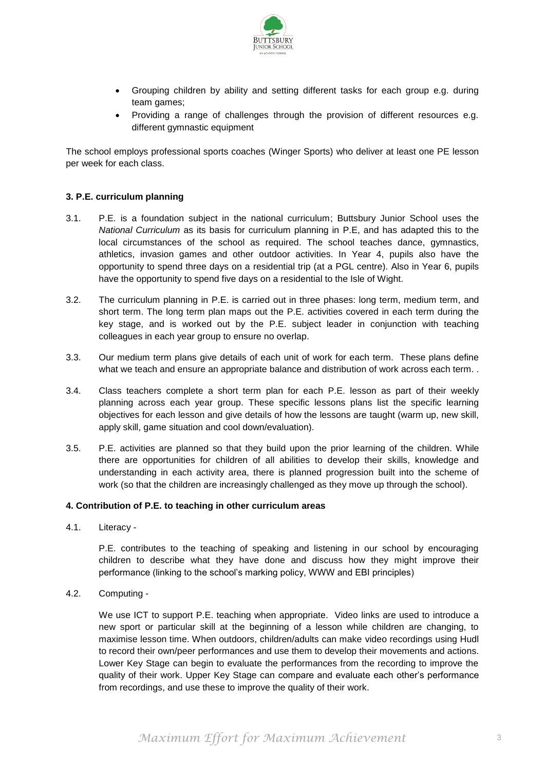- Grouping children by ability and setting different tasks for each group e.g. during team games;
- Providing a range of challenges through the provision of different resources e.g. different gymnastic equipment

The school employs professional sports coaches (Winger Sports) who deliver at least one PE lesson per week for each class.

### 3. P.E. curriculum planning

3.1. P.E. is a foundation subject in the national curriculum; Buttsbury Junior School uses the *National Curriculum* as its basis for curriculum planning in P.E, and has adapted this to the local circumstances of the school as required. The school teaches dance, gymnastics, athletics, invasion games and other outdoor activities. In Year 4, pupils also have the opportunity to spend three days on a residential trip (at a PGL centre). Also in Year 6, pupils have the opportunity to spend five days on a residential to the Isle of Wight.

3.2. The curriculum planning in P.E. is carried out in three phases: long term, medium term, and short term. The long term plan maps out the P.E. activities covered in each term during the key stage, and is worked out by the P.E. subject leader in conjunction with teaching colleagues in each year group to ensure no overlap.

3.3. Our medium term plans give details of each unit of work for each term. These plans define what we teach and ensure an appropriate balance and distribution of work across each term. .

3.4. Class teachers complete a short term plan for each P.E. lesson as part of their weekly planning across each year group. These specific lessons plans list the specific learning objectives for each lesson and give details of how the lessons are taught (warm up, new skill, apply skill, game situation and cool down/evaluation).

3.5. P.E. activities are planned so that they build upon the prior learning of the children. While there are opportunities for children of all abilities to develop their skills, knowledge and understanding in each activity area, there is planned progression built into the scheme of work (so that the children are increasingly challenged as they move up through the school).

### 4. Contribution of P.E. to teaching in other curriculum areas

4.1. Literacy -

P.E. contributes to the teaching of speaking and listening in our school by encouraging children to describe what they have done and discuss how they might improve their performance (linking to the school's marking policy, WWW and EBI principles)

4.2. Computing -

We use ICT to support P.E. teaching when appropriate. Video links are used to introduce a new sport or particular skill at the beginning of a lesson while children are changing, to maximise lesson time. When outdoors, children/adults can make video recordings using Hudl to record their own/peer performances and use them to develop their movements and actions. Lower Key Stage can begin to evaluate the performances from the recording to improve the quality of their work. Upper Key Stage can compare and evaluate each other's performance from recordings, and use these to improve the quality of their work.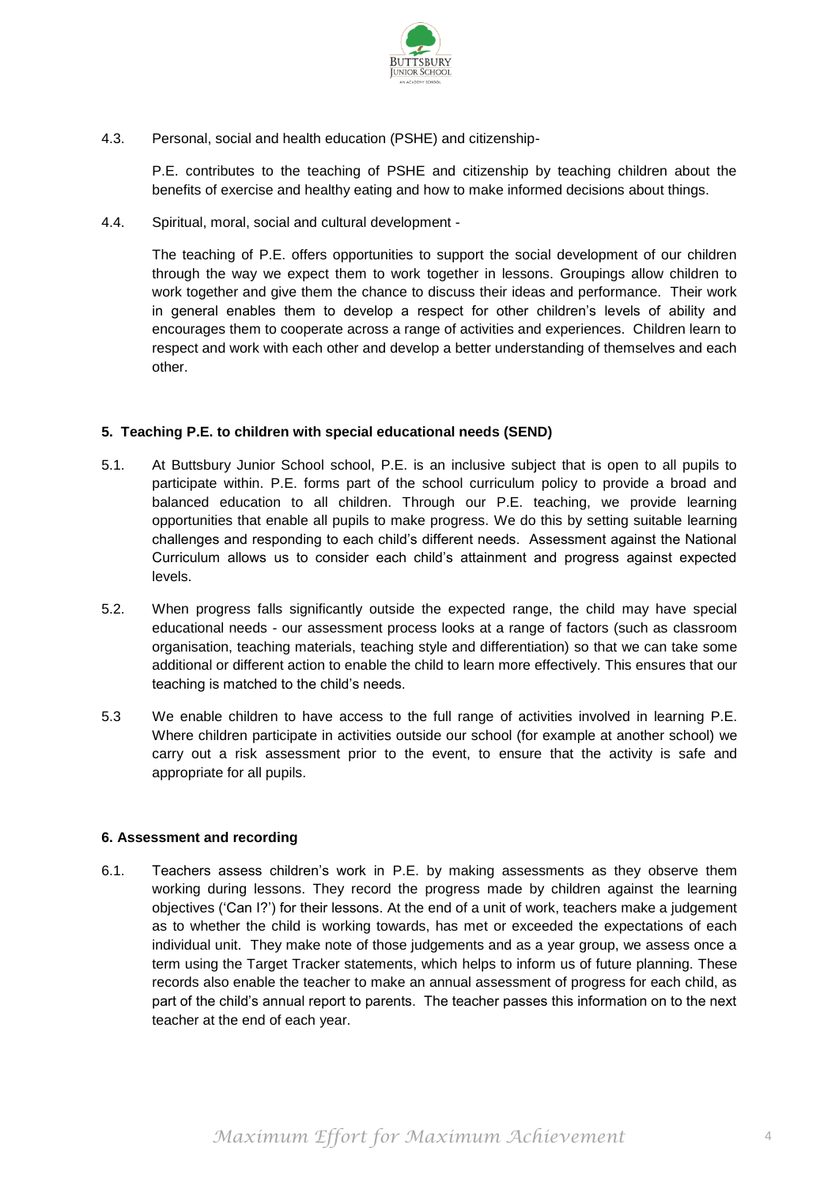4.3. Personal, social and health education (PSHE) and citizenship-

P.E. contributes to the teaching of PSHE and citizenship by teaching children about the benefits of exercise and healthy eating and how to make informed decisions about things.

4.4. Spiritual, moral, social and cultural development -

The teaching of P.E. offers opportunities to support the social development of our children through the way we expect them to work together in lessons. Groupings allow children to work together and give them the chance to discuss their ideas and performance. Their work in general enables them to develop a respect for other children's levels of ability and encourages them to cooperate across a range of activities and experiences. Children learn to respect and work with each other and develop a better understanding of themselves and each other.

## 5. Teaching P.E. to children with special educational needs (SEND)

5.1. At Buttsbury Junior School school, P.E. is an inclusive subject that is open to all pupils to participate within. P.E. forms part of the school curriculum policy to provide a broad and balanced education to all children. Through our P.E. teaching, we provide learning opportunities that enable all pupils to make progress. We do this by setting suitable learning challenges and responding to each child's different needs. Assessment against the National Curriculum allows us to consider each child's attainment and progress against expected levels.

5.2. When progress falls significantly outside the expected range, the child may have special educational needs - our assessment process looks at a range of factors (such as classroom organisation, teaching materials, teaching style and differentiation) so that we can take some additional or different action to enable the child to learn more effectively. This ensures that our teaching is matched to the child's needs.

5.3 We enable children to have access to the full range of activities involved in learning P.E. Where children participate in activities outside our school (for example at another school) we carry out a risk assessment prior to the event, to ensure that the activity is safe and appropriate for all pupils.

## 6. Assessment and recording

6.1. Teachers assess children's work in P.E. by making assessments as they observe them working during lessons. They record the progress made by children against the learning objectives ('Can I?') for their lessons. At the end of a unit of work, teachers make a judgement as to whether the child is working towards, has met or exceeded the expectations of each individual unit. They make note of those judgements and as a year group, we assess once a term using the Target Tracker statements, which helps to inform us of future planning. These records also enable the teacher to make an annual assessment of progress for each child, as part of the child's annual report to parents. The teacher passes this information on to the next teacher at the end of each year.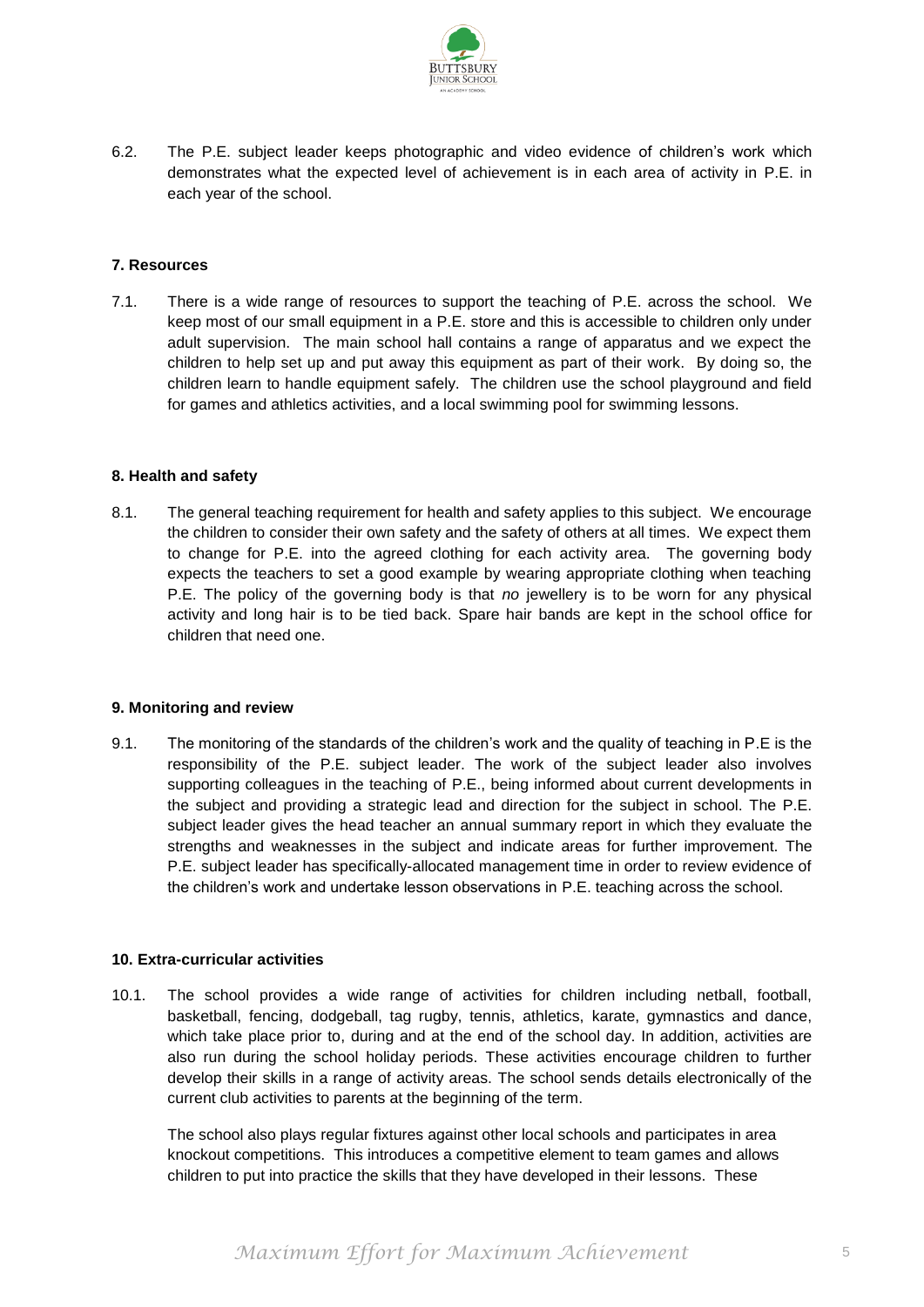6.2. The P.E. subject leader keeps photographic and video evidence of children's work which demonstrates what the expected level of achievement is in each area of activity in P.E. in each year of the school.

**7. Resources**

7.1. There is a wide range of resources to support the teaching of P.E. across the school. We keep most of our small equipment in a P.E. store and this is accessible to children only under adult supervision. The main school hall contains a range of apparatus and we expect the children to help set up and put away this equipment as part of their work. By doing so, the children learn to handle equipment safely. The children use the school playground and field for games and athletics activities, and a local swimming pool for swimming lessons.

**8. Health and safety**

8.1. The general teaching requirement for health and safety applies to this subject. We encourage the children to consider their own safety and the safety of others at all times. We expect them to change for P.E. into the agreed clothing for each activity area. The governing body expects the teachers to set a good example by wearing appropriate clothing when teaching P.E. The policy of the governing body is that *no* jewellery is to be worn for any physical activity and long hair is to be tied back. Spare hair bands are kept in the school office for children that need one.

**9. Monitoring and review**

9.1. The monitoring of the standards of the children's work and the quality of teaching in P.E is the responsibility of the P.E. subject leader. The work of the subject leader also involves supporting colleagues in the teaching of P.E., being informed about current developments in the subject and providing a strategic lead and direction for the subject in school. The P.E. subject leader gives the head teacher an annual summary report in which they evaluate the strengths and weaknesses in the subject and indicate areas for further improvement. The P.E. subject leader has specifically-allocated management time in order to review evidence of the children's work and undertake lesson observations in P.E. teaching across the school.

**10. Extra-curricular activities**

10.1. The school provides a wide range of activities for children including netball, football, basketball, fencing, dodgeball, tag rugby, tennis, athletics, karate, gymnastics and dance, which take place prior to, during and at the end of the school day. In addition, activities are also run during the school holiday periods. These activities encourage children to further develop their skills in a range of activity areas. The school sends details electronically of the current club activities to parents at the beginning of the term.

The school also plays regular fixtures against other local schools and participates in area knockout competitions. This introduces a competitive element to team games and allows children to put into practice the skills that they have developed in their lessons. These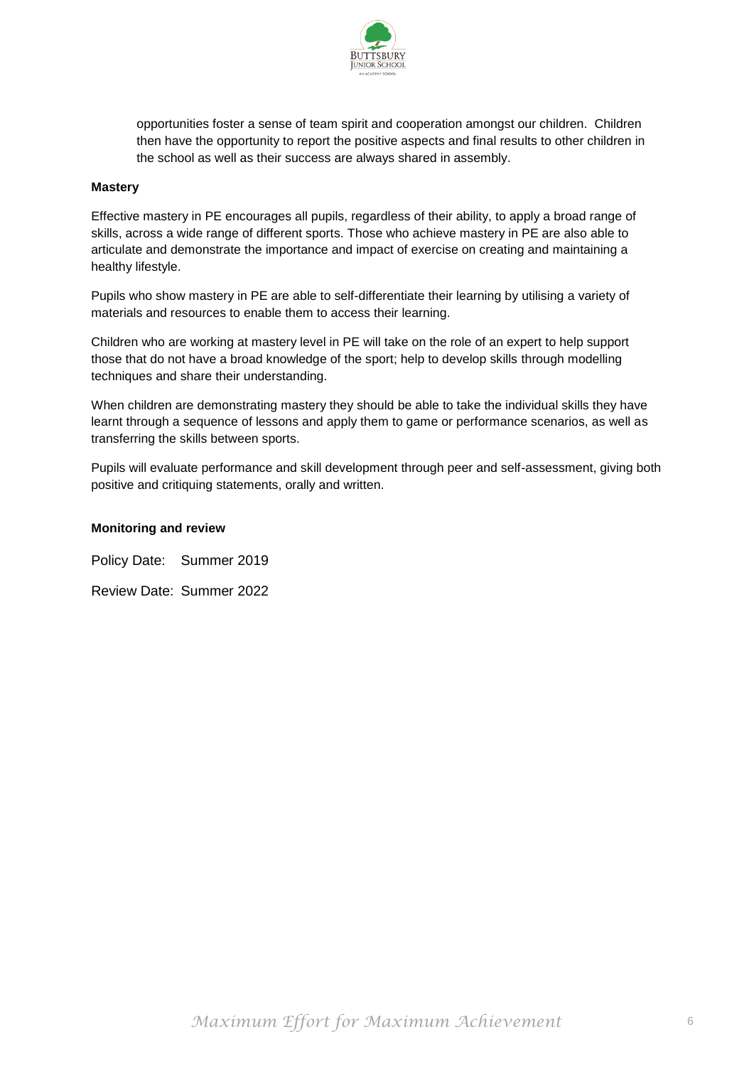opportunities foster a sense of team spirit and cooperation amongst our children. Children then have the opportunity to report the positive aspects and final results to other children in the school as well as their success are always shared in assembly.

**Mastery**

Effective mastery in PE encourages all pupils, regardless of their ability, to apply a broad range of skills, across a wide range of different sports. Those who achieve mastery in PE are also able to articulate and demonstrate the importance and impact of exercise on creating and maintaining a healthy lifestyle.

Pupils who show mastery in PE are able to self-differentiate their learning by utilising a variety of materials and resources to enable them to access their learning.

Children who are working at mastery level in PE will take on the role of an expert to help support those that do not have a broad knowledge of the sport; help to develop skills through modelling techniques and share their understanding.

When children are demonstrating mastery they should be able to take the individual skills they have learnt through a sequence of lessons and apply them to game or performance scenarios, as well as transferring the skills between sports.

Pupils will evaluate performance and skill development through peer and self-assessment, giving both positive and critiquing statements, orally and written.

**Monitoring and review**

Policy Date: Summer 2019

Review Date: Summer 2022